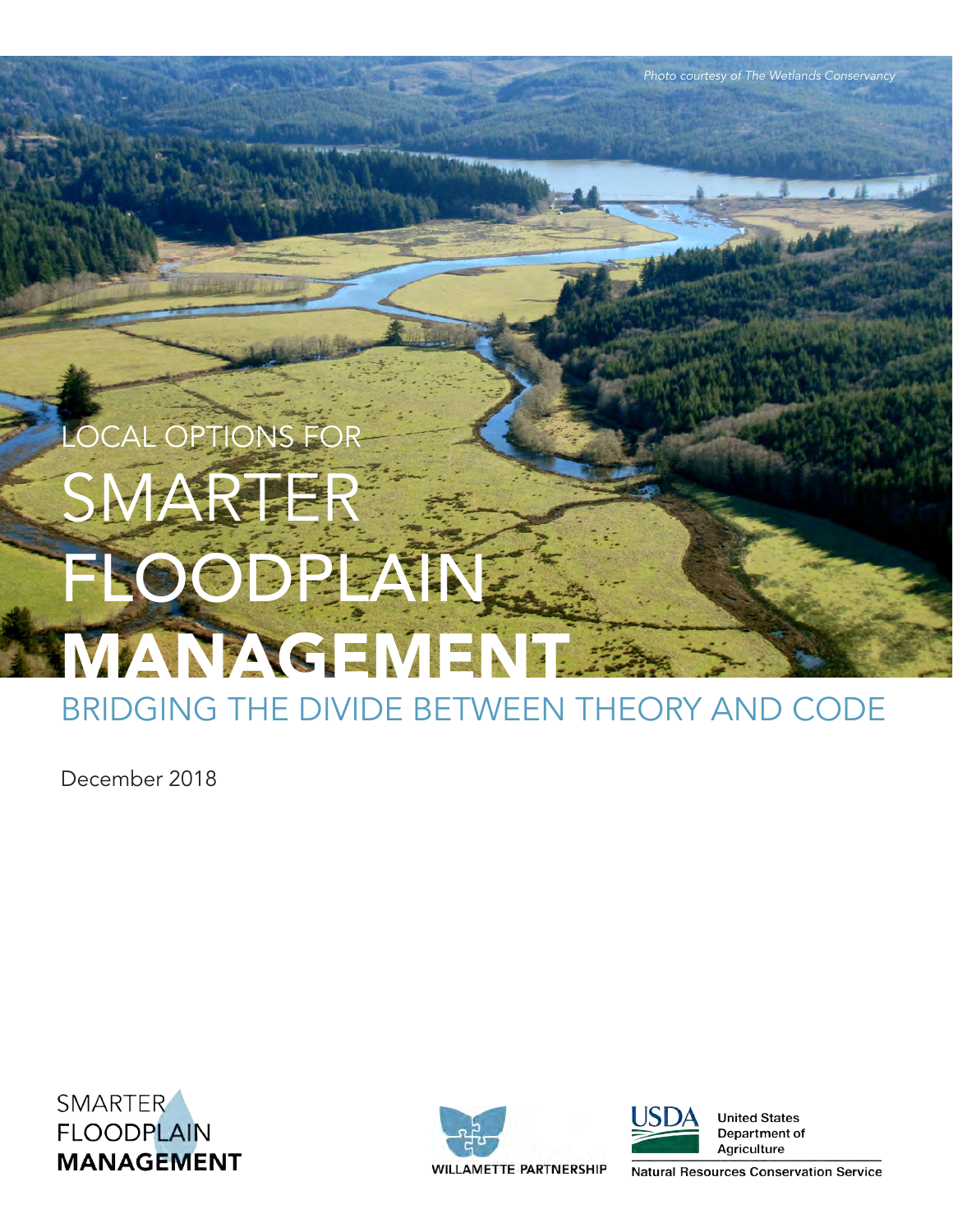*Photo courtesy of The Wetlands Conservancy*

# LOCAL OPTIONS FOR SMARTER FLOODPLAIN MANAGEMENT

## BRIDGING THE DIVIDE BETWEEN THEORY AND CODE

December 2018

SMARTER FLOODPLAIN **MANAGEMENT**

WILLAMETTE PARTNERSHIP

USDA United States Department of Agriculture

Natural Resources Conservation Service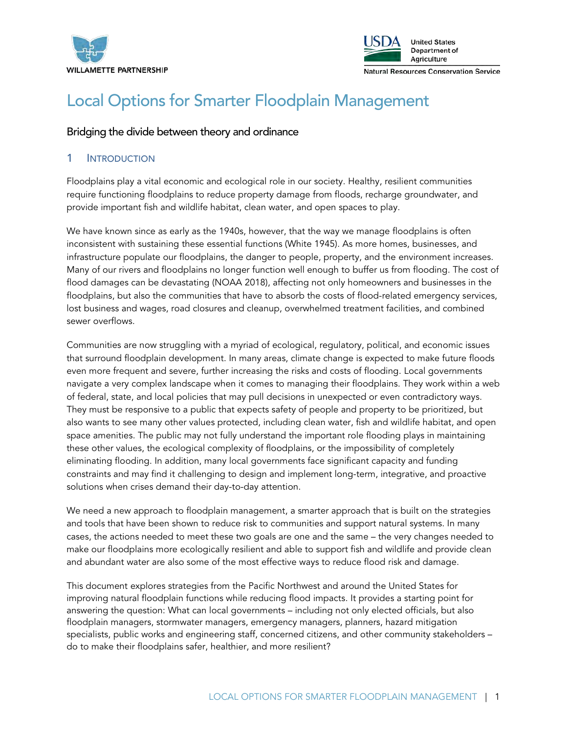# Local Options for Smarter Floodplain Management

### Bridging the divide between theory and ordinance

## 1 Introduction

Floodplains play a vital economic and ecological role in our society. Healthy, resilient communities require functioning floodplains to reduce property damage from floods, recharge groundwater, and provide important fish and wildlife habitat, clean water, and open spaces to play.

We have known since as early as the 1940s, however, that the way we manage floodplains is often inconsistent with sustaining these essential functions (White 1945). As more homes, businesses, and infrastructure populate our floodplains, the danger to people, property, and the environment increases. Many of our rivers and floodplains no longer function well enough to buffer us from flooding. The cost of flood damages can be devastating (NOAA 2018), affecting not only homeowners and businesses in the floodplains, but also the communities that have to absorb the costs of flood-related emergency services, lost business and wages, road closures and cleanup, overwhelmed treatment facilities, and combined sewer overflows.

Communities are now struggling with a myriad of ecological, regulatory, political, and economic issues that surround floodplain development. In many areas, climate change is expected to make future floods even more frequent and severe, further increasing the risks and costs of flooding. Local governments navigate a very complex landscape when it comes to managing their floodplains. They work within a web of federal, state, and local policies that may pull decisions in unexpected or even contradictory ways. They must be responsive to a public that expects safety of people and property to be prioritized, but also wants to see many other values protected, including clean water, fish and wildlife habitat, and open space amenities. The public may not fully understand the important role flooding plays in maintaining these other values, the ecological complexity of floodplains, or the impossibility of completely eliminating flooding. In addition, many local governments face significant capacity and funding constraints and may find it challenging to design and implement long-term, integrative, and proactive solutions when crises demand their day-to-day attention.

We need a new approach to floodplain management, a smarter approach that is built on the strategies and tools that have been shown to reduce risk to communities and support natural systems. In many cases, the actions needed to meet these two goals are one and the same – the very changes needed to make our floodplains more ecologically resilient and able to support fish and wildlife and provide clean and abundant water are also some of the most effective ways to reduce flood risk and damage.

This document explores strategies from the Pacific Northwest and around the United States for improving natural floodplain functions while reducing flood impacts. It provides a starting point for answering the question: What can local governments – including not only elected officials, but also floodplain managers, stormwater managers, emergency managers, planners, hazard mitigation specialists, public works and engineering staff, concerned citizens, and other community stakeholders – do to make their floodplains safer, healthier, and more resilient?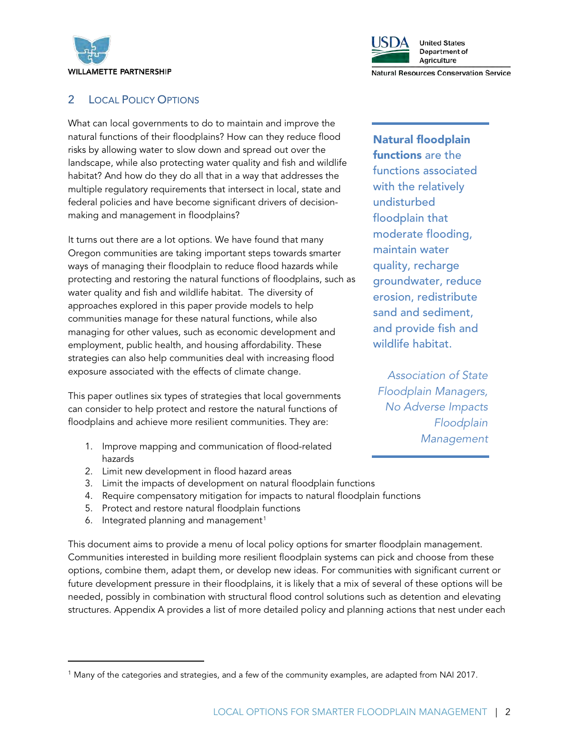## 2 Local Policy Options

What can local governments to do to maintain and improve the natural functions of their floodplains? How can they reduce flood risks by allowing water to slow down and spread out over the landscape, while also protecting water quality and fish and wildlife habitat? And how do they do all that in a way that addresses the multiple regulatory requirements that intersect in local, state and federal policies and have become significant drivers of decision-making and management in floodplains?

> **Natural floodplain functions** are the functions associated with the relatively undisturbed floodplain that moderate flooding, maintain water quality, recharge groundwater, reduce erosion, redistribute sand and sediment, and provide fish and wildlife habitat.
>
> *Association of State Floodplain Managers, No Adverse Impacts Floodplain Management*

It turns out there are a lot options. We have found that many Oregon communities are taking important steps towards smarter ways of managing their floodplain to reduce flood hazards while protecting and restoring the natural functions of floodplains, such as water quality and fish and wildlife habitat. The diversity of approaches explored in this paper provide models to help communities manage for these natural functions, while also managing for other values, such as economic development and employment, public health, and housing affordability. These strategies can also help communities deal with increasing flood exposure associated with the effects of climate change.

This paper outlines six types of strategies that local governments can consider to help protect and restore the natural functions of floodplains and achieve more resilient communities. They are:

1. Improve mapping and communication of flood-related hazards
2. Limit new development in flood hazard areas
3. Limit the impacts of development on natural floodplain functions
4. Require compensatory mitigation for impacts to natural floodplain functions
5. Protect and restore natural floodplain functions
6. Integrated planning and management[1]

This document aims to provide a menu of local policy options for smarter floodplain management. Communities interested in building more resilient floodplain systems can pick and choose from these options, combine them, adapt them, or develop new ideas. For communities with significant current or future development pressure in their floodplains, it is likely that a mix of several of these options will be needed, possibly in combination with structural flood control solutions such as detention and elevating structures. Appendix A provides a list of more detailed policy and planning actions that nest under each

[1] Many of the categories and strategies, and a few of the community examples, are adapted from NAI 2017.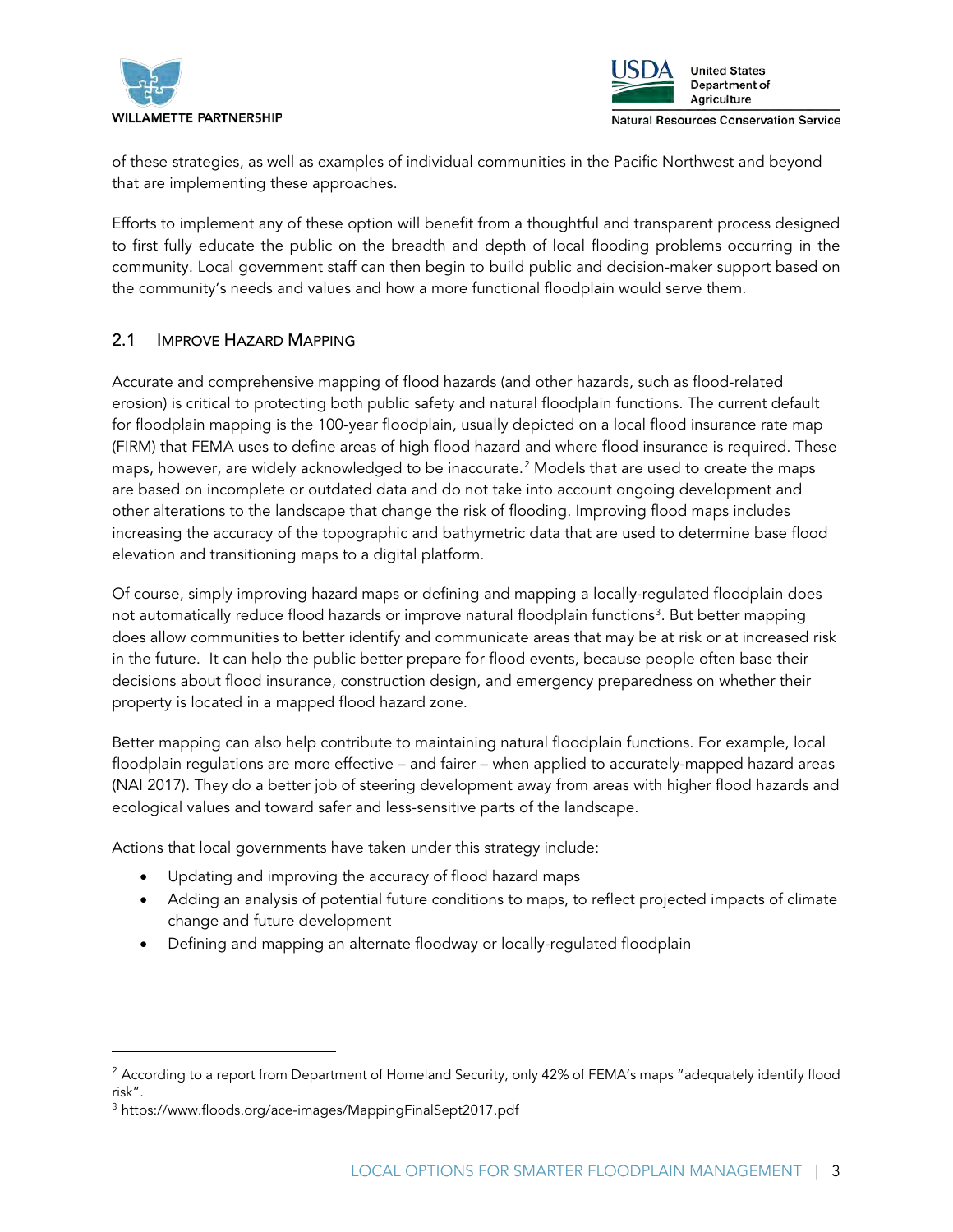of these strategies, as well as examples of individual communities in the Pacific Northwest and beyond that are implementing these approaches.

Efforts to implement any of these option will benefit from a thoughtful and transparent process designed to first fully educate the public on the breadth and depth of local flooding problems occurring in the community. Local government staff can then begin to build public and decision-maker support based on the community's needs and values and how a more functional floodplain would serve them.

## 2.1 Improve Hazard Mapping

Accurate and comprehensive mapping of flood hazards (and other hazards, such as flood-related erosion) is critical to protecting both public safety and natural floodplain functions. The current default for floodplain mapping is the 100-year floodplain, usually depicted on a local flood insurance rate map (FIRM) that FEMA uses to define areas of high flood hazard and where flood insurance is required. These maps, however, are widely acknowledged to be inaccurate.[2] Models that are used to create the maps are based on incomplete or outdated data and do not take into account ongoing development and other alterations to the landscape that change the risk of flooding. Improving flood maps includes increasing the accuracy of the topographic and bathymetric data that are used to determine base flood elevation and transitioning maps to a digital platform.

Of course, simply improving hazard maps or defining and mapping a locally-regulated floodplain does not automatically reduce flood hazards or improve natural floodplain functions[3]. But better mapping does allow communities to better identify and communicate areas that may be at risk or at increased risk in the future. It can help the public better prepare for flood events, because people often base their decisions about flood insurance, construction design, and emergency preparedness on whether their property is located in a mapped flood hazard zone.

Better mapping can also help contribute to maintaining natural floodplain functions. For example, local floodplain regulations are more effective – and fairer – when applied to accurately-mapped hazard areas (NAI 2017). They do a better job of steering development away from areas with higher flood hazards and ecological values and toward safer and less-sensitive parts of the landscape.

Actions that local governments have taken under this strategy include:

- Updating and improving the accuracy of flood hazard maps
- Adding an analysis of potential future conditions to maps, to reflect projected impacts of climate change and future development
- Defining and mapping an alternate floodway or locally-regulated floodplain

---

[2] According to a report from Department of Homeland Security, only 42% of FEMA's maps "adequately identify flood risk".

[3] https://www.floods.org/ace-images/MappingFinalSept2017.pdf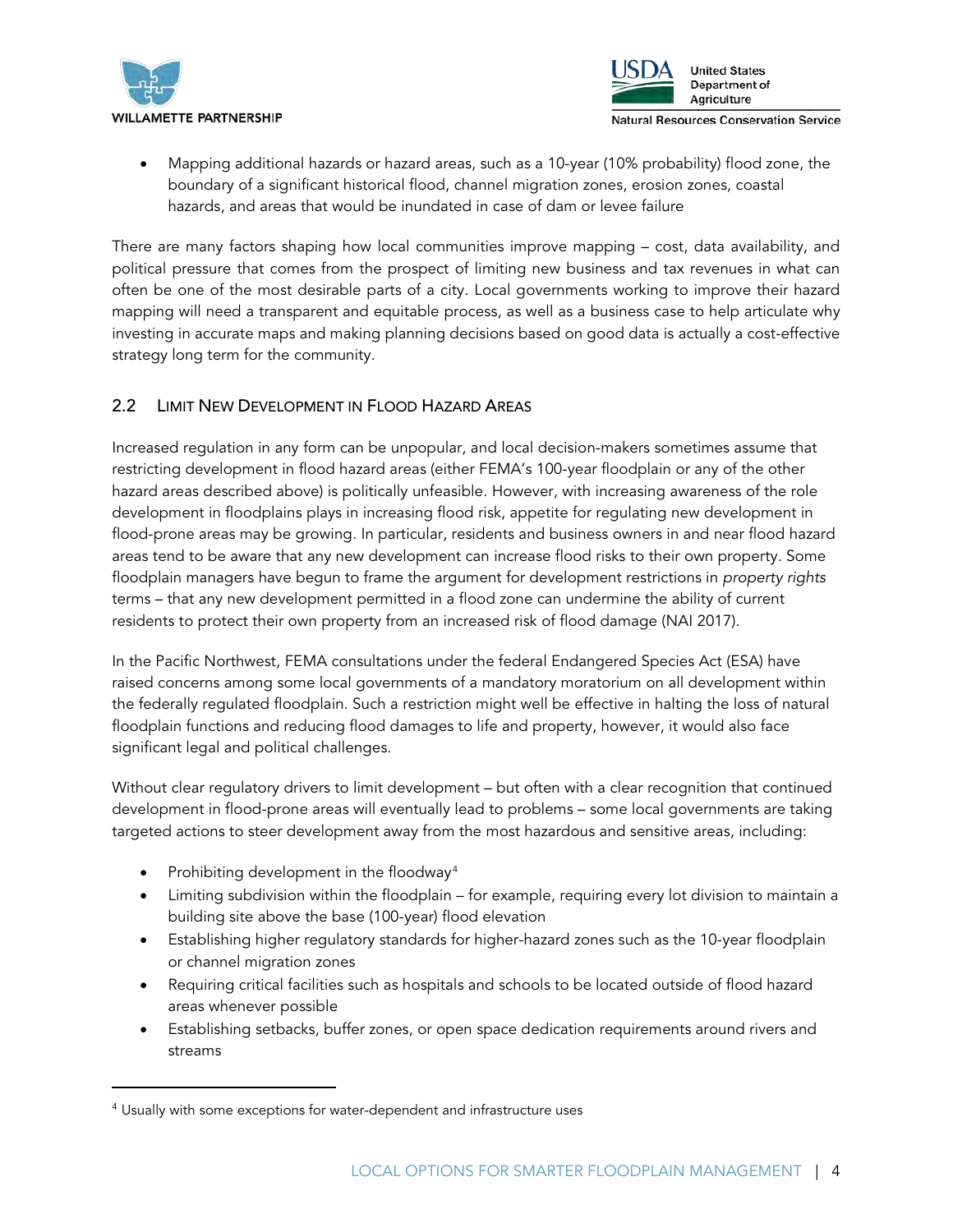- Mapping additional hazards or hazard areas, such as a 10-year (10% probability) flood zone, the boundary of a significant historical flood, channel migration zones, erosion zones, coastal hazards, and areas that would be inundated in case of dam or levee failure

There are many factors shaping how local communities improve mapping – cost, data availability, and political pressure that comes from the prospect of limiting new business and tax revenues in what can often be one of the most desirable parts of a city. Local governments working to improve their hazard mapping will need a transparent and equitable process, as well as a business case to help articulate why investing in accurate maps and making planning decisions based on good data is actually a cost-effective strategy long term for the community.

## 2.2 Limit New Development in Flood Hazard Areas

Increased regulation in any form can be unpopular, and local decision-makers sometimes assume that restricting development in flood hazard areas (either FEMA's 100-year floodplain or any of the other hazard areas described above) is politically unfeasible. However, with increasing awareness of the role development in floodplains plays in increasing flood risk, appetite for regulating new development in flood-prone areas may be growing. In particular, residents and business owners in and near flood hazard areas tend to be aware that any new development can increase flood risks to their own property. Some floodplain managers have begun to frame the argument for development restrictions in *property rights* terms – that any new development permitted in a flood zone can undermine the ability of current residents to protect their own property from an increased risk of flood damage (NAI 2017).

In the Pacific Northwest, FEMA consultations under the federal Endangered Species Act (ESA) have raised concerns among some local governments of a mandatory moratorium on all development within the federally regulated floodplain. Such a restriction might well be effective in halting the loss of natural floodplain functions and reducing flood damages to life and property, however, it would also face significant legal and political challenges.

Without clear regulatory drivers to limit development – but often with a clear recognition that continued development in flood-prone areas will eventually lead to problems – some local governments are taking targeted actions to steer development away from the most hazardous and sensitive areas, including:

- Prohibiting development in the floodway[4]
- Limiting subdivision within the floodplain – for example, requiring every lot division to maintain a building site above the base (100-year) flood elevation
- Establishing higher regulatory standards for higher-hazard zones such as the 10-year floodplain or channel migration zones
- Requiring critical facilities such as hospitals and schools to be located outside of flood hazard areas whenever possible
- Establishing setbacks, buffer zones, or open space dedication requirements around rivers and streams

[4] Usually with some exceptions for water-dependent and infrastructure uses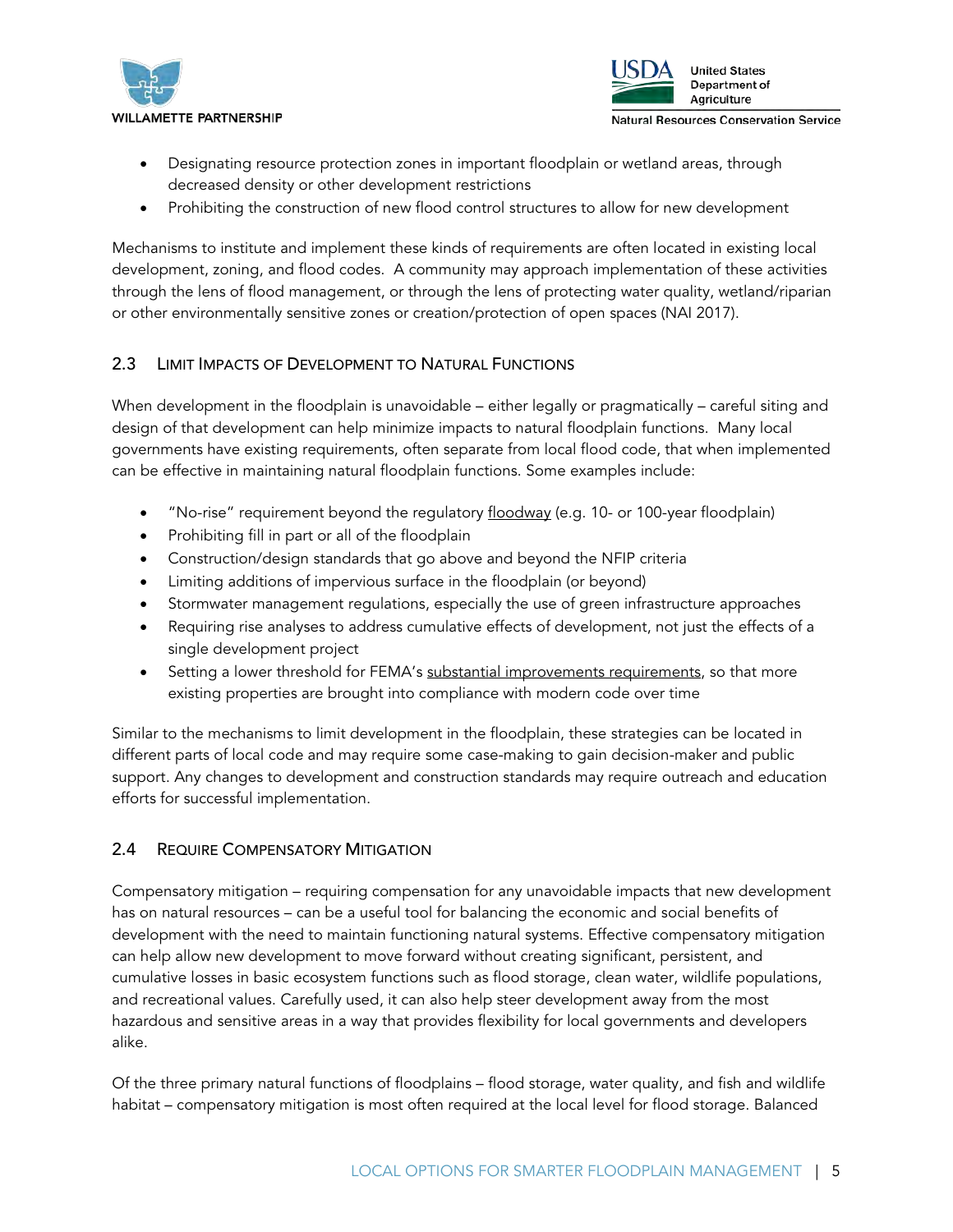- Designating resource protection zones in important floodplain or wetland areas, through decreased density or other development restrictions
- Prohibiting the construction of new flood control structures to allow for new development

Mechanisms to institute and implement these kinds of requirements are often located in existing local development, zoning, and flood codes. A community may approach implementation of these activities through the lens of flood management, or through the lens of protecting water quality, wetland/riparian or other environmentally sensitive zones or creation/protection of open spaces (NAI 2017).

## 2.3 Limit Impacts of Development to Natural Functions

When development in the floodplain is unavoidable – either legally or pragmatically – careful siting and design of that development can help minimize impacts to natural floodplain functions. Many local governments have existing requirements, often separate from local flood code, that when implemented can be effective in maintaining natural floodplain functions. Some examples include:

- "No-rise" requirement beyond the regulatory floodway (e.g. 10- or 100-year floodplain)
- Prohibiting fill in part or all of the floodplain
- Construction/design standards that go above and beyond the NFIP criteria
- Limiting additions of impervious surface in the floodplain (or beyond)
- Stormwater management regulations, especially the use of green infrastructure approaches
- Requiring rise analyses to address cumulative effects of development, not just the effects of a single development project
- Setting a lower threshold for FEMA's substantial improvements requirements, so that more existing properties are brought into compliance with modern code over time

Similar to the mechanisms to limit development in the floodplain, these strategies can be located in different parts of local code and may require some case-making to gain decision-maker and public support. Any changes to development and construction standards may require outreach and education efforts for successful implementation.

## 2.4 Require Compensatory Mitigation

Compensatory mitigation – requiring compensation for any unavoidable impacts that new development has on natural resources – can be a useful tool for balancing the economic and social benefits of development with the need to maintain functioning natural systems. Effective compensatory mitigation can help allow new development to move forward without creating significant, persistent, and cumulative losses in basic ecosystem functions such as flood storage, clean water, wildlife populations, and recreational values. Carefully used, it can also help steer development away from the most hazardous and sensitive areas in a way that provides flexibility for local governments and developers alike.

Of the three primary natural functions of floodplains – flood storage, water quality, and fish and wildlife habitat – compensatory mitigation is most often required at the local level for flood storage. Balanced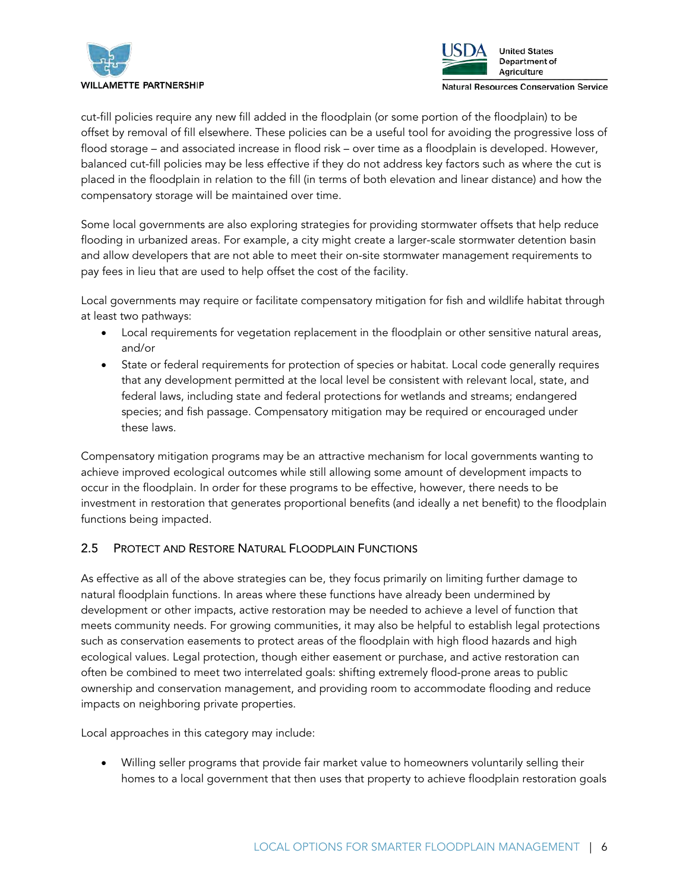cut-fill policies require any new fill added in the floodplain (or some portion of the floodplain) to be offset by removal of fill elsewhere. These policies can be a useful tool for avoiding the progressive loss of flood storage – and associated increase in flood risk – over time as a floodplain is developed. However, balanced cut-fill policies may be less effective if they do not address key factors such as where the cut is placed in the floodplain in relation to the fill (in terms of both elevation and linear distance) and how the compensatory storage will be maintained over time.

Some local governments are also exploring strategies for providing stormwater offsets that help reduce flooding in urbanized areas. For example, a city might create a larger-scale stormwater detention basin and allow developers that are not able to meet their on-site stormwater management requirements to pay fees in lieu that are used to help offset the cost of the facility.

Local governments may require or facilitate compensatory mitigation for fish and wildlife habitat through at least two pathways:

- Local requirements for vegetation replacement in the floodplain or other sensitive natural areas, and/or
- State or federal requirements for protection of species or habitat. Local code generally requires that any development permitted at the local level be consistent with relevant local, state, and federal laws, including state and federal protections for wetlands and streams; endangered species; and fish passage. Compensatory mitigation may be required or encouraged under these laws.

Compensatory mitigation programs may be an attractive mechanism for local governments wanting to achieve improved ecological outcomes while still allowing some amount of development impacts to occur in the floodplain. In order for these programs to be effective, however, there needs to be investment in restoration that generates proportional benefits (and ideally a net benefit) to the floodplain functions being impacted.

## 2.5 Protect and Restore Natural Floodplain Functions

As effective as all of the above strategies can be, they focus primarily on limiting further damage to natural floodplain functions. In areas where these functions have already been undermined by development or other impacts, active restoration may be needed to achieve a level of function that meets community needs. For growing communities, it may also be helpful to establish legal protections such as conservation easements to protect areas of the floodplain with high flood hazards and high ecological values. Legal protection, though either easement or purchase, and active restoration can often be combined to meet two interrelated goals: shifting extremely flood-prone areas to public ownership and conservation management, and providing room to accommodate flooding and reduce impacts on neighboring private properties.

Local approaches in this category may include:

- Willing seller programs that provide fair market value to homeowners voluntarily selling their homes to a local government that then uses that property to achieve floodplain restoration goals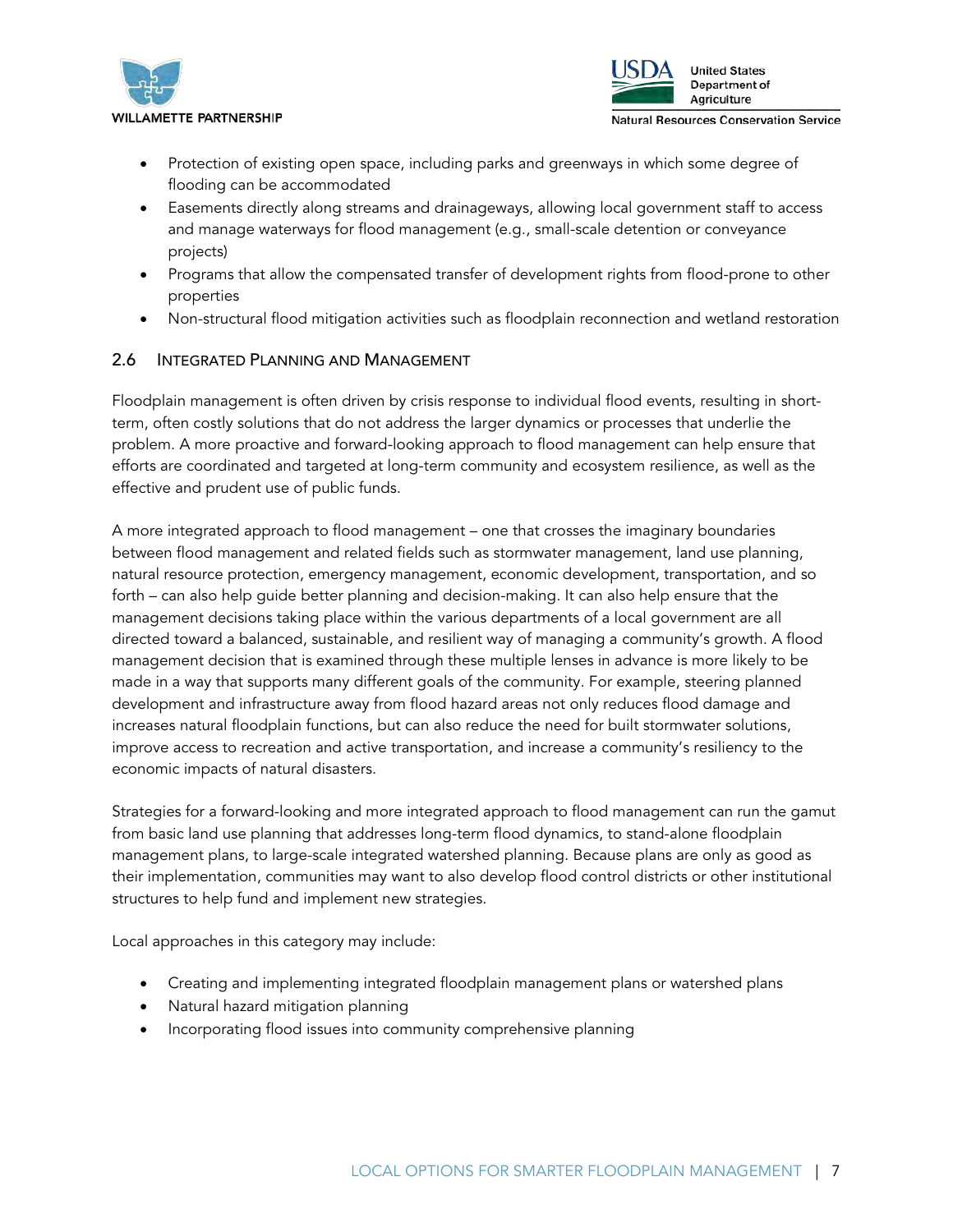- Protection of existing open space, including parks and greenways in which some degree of flooding can be accommodated
- Easements directly along streams and drainageways, allowing local government staff to access and manage waterways for flood management (e.g., small-scale detention or conveyance projects)
- Programs that allow the compensated transfer of development rights from flood-prone to other properties
- Non-structural flood mitigation activities such as floodplain reconnection and wetland restoration

## 2.6 Integrated Planning and Management

Floodplain management is often driven by crisis response to individual flood events, resulting in short-term, often costly solutions that do not address the larger dynamics or processes that underlie the problem. A more proactive and forward-looking approach to flood management can help ensure that efforts are coordinated and targeted at long-term community and ecosystem resilience, as well as the effective and prudent use of public funds.

A more integrated approach to flood management – one that crosses the imaginary boundaries between flood management and related fields such as stormwater management, land use planning, natural resource protection, emergency management, economic development, transportation, and so forth – can also help guide better planning and decision-making. It can also help ensure that the management decisions taking place within the various departments of a local government are all directed toward a balanced, sustainable, and resilient way of managing a community's growth. A flood management decision that is examined through these multiple lenses in advance is more likely to be made in a way that supports many different goals of the community. For example, steering planned development and infrastructure away from flood hazard areas not only reduces flood damage and increases natural floodplain functions, but can also reduce the need for built stormwater solutions, improve access to recreation and active transportation, and increase a community's resiliency to the economic impacts of natural disasters.

Strategies for a forward-looking and more integrated approach to flood management can run the gamut from basic land use planning that addresses long-term flood dynamics, to stand-alone floodplain management plans, to large-scale integrated watershed planning. Because plans are only as good as their implementation, communities may want to also develop flood control districts or other institutional structures to help fund and implement new strategies.

Local approaches in this category may include:

- Creating and implementing integrated floodplain management plans or watershed plans
- Natural hazard mitigation planning
- Incorporating flood issues into community comprehensive planning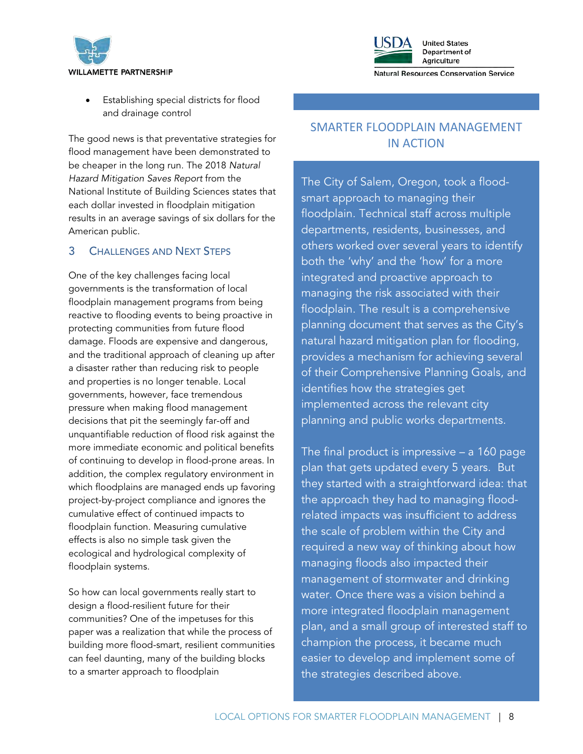- Establishing special districts for flood and drainage control

The good news is that preventative strategies for flood management have been demonstrated to be cheaper in the long run. The 2018 *Natural Hazard Mitigation Saves Report* from the National Institute of Building Sciences states that each dollar invested in floodplain mitigation results in an average savings of six dollars for the American public.

## 3 Challenges and Next Steps

One of the key challenges facing local governments is the transformation of local floodplain management programs from being reactive to flooding events to being proactive in protecting communities from future flood damage. Floods are expensive and dangerous, and the traditional approach of cleaning up after a disaster rather than reducing risk to people and properties is no longer tenable. Local governments, however, face tremendous pressure when making flood management decisions that pit the seemingly far-off and unquantifiable reduction of flood risk against the more immediate economic and political benefits of continuing to develop in flood-prone areas. In addition, the complex regulatory environment in which floodplains are managed ends up favoring project-by-project compliance and ignores the cumulative effect of continued impacts to floodplain function. Measuring cumulative effects is also no simple task given the ecological and hydrological complexity of floodplain systems.

So how can local governments really start to design a flood-resilient future for their communities? One of the impetuses for this paper was a realization that while the process of building more flood-smart, resilient communities can feel daunting, many of the building blocks to a smarter approach to floodplain

### SMARTER FLOODPLAIN MANAGEMENT IN ACTION

The City of Salem, Oregon, took a flood-smart approach to managing their floodplain. Technical staff across multiple departments, residents, businesses, and others worked over several years to identify both the 'why' and the 'how' for a more integrated and proactive approach to managing the risk associated with their floodplain. The result is a comprehensive planning document that serves as the City's natural hazard mitigation plan for flooding, provides a mechanism for achieving several of their Comprehensive Planning Goals, and identifies how the strategies get implemented across the relevant city planning and public works departments.

The final product is impressive – a 160 page plan that gets updated every 5 years. But they started with a straightforward idea: that the approach they had to managing flood-related impacts was insufficient to address the scale of problem within the City and required a new way of thinking about how managing floods also impacted their management of stormwater and drinking water. Once there was a vision behind a more integrated floodplain management plan, and a small group of interested staff to champion the process, it became much easier to develop and implement some of the strategies described above.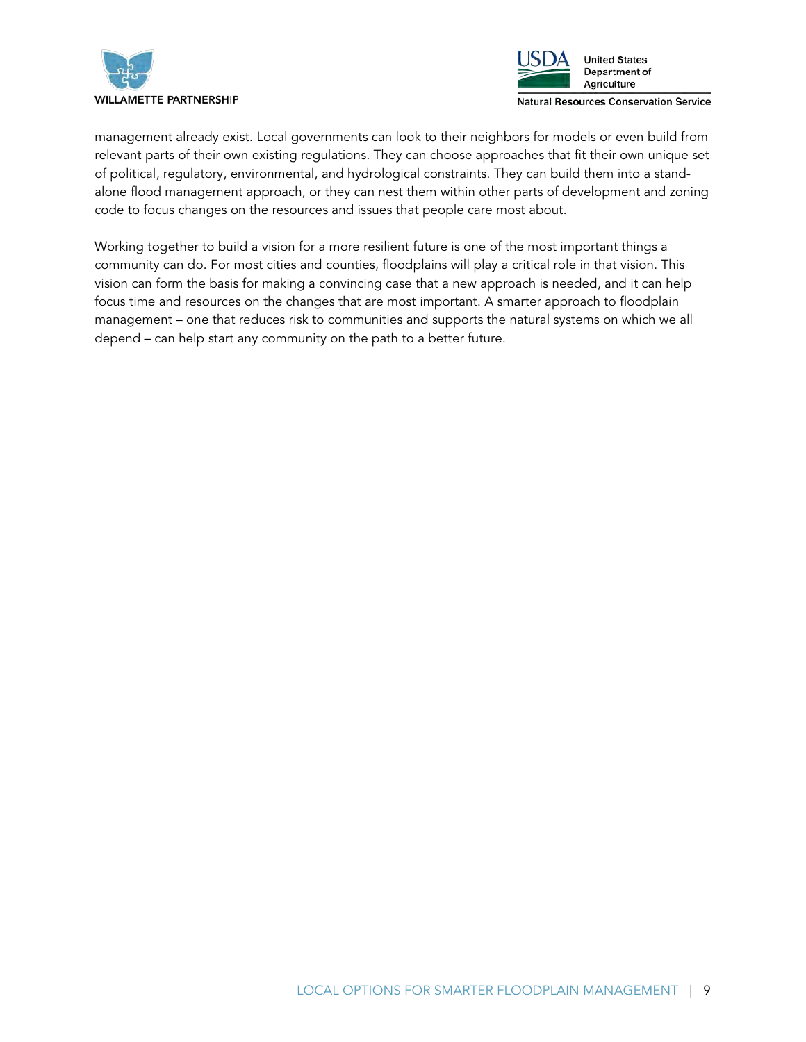management already exist. Local governments can look to their neighbors for models or even build from relevant parts of their own existing regulations. They can choose approaches that fit their own unique set of political, regulatory, environmental, and hydrological constraints. They can build them into a stand-alone flood management approach, or they can nest them within other parts of development and zoning code to focus changes on the resources and issues that people care most about.

Working together to build a vision for a more resilient future is one of the most important things a community can do. For most cities and counties, floodplains will play a critical role in that vision. This vision can form the basis for making a convincing case that a new approach is needed, and it can help focus time and resources on the changes that are most important. A smarter approach to floodplain management – one that reduces risk to communities and supports the natural systems on which we all depend – can help start any community on the path to a better future.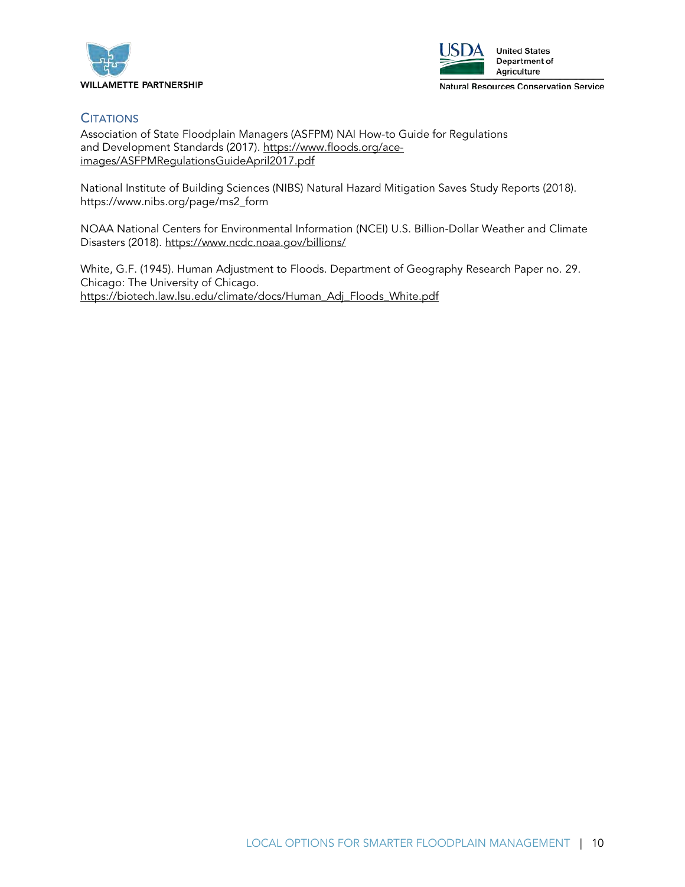## Citations

Association of State Floodplain Managers (ASFPM) NAI How-to Guide for Regulations and Development Standards (2017). https://www.floods.org/ace-images/ASFPMRegulationsGuideApril2017.pdf

National Institute of Building Sciences (NIBS) Natural Hazard Mitigation Saves Study Reports (2018). https://www.nibs.org/page/ms2_form

NOAA National Centers for Environmental Information (NCEI) U.S. Billion-Dollar Weather and Climate Disasters (2018). https://www.ncdc.noaa.gov/billions/

White, G.F. (1945). Human Adjustment to Floods. Department of Geography Research Paper no. 29. Chicago: The University of Chicago. https://biotech.law.lsu.edu/climate/docs/Human_Adj_Floods_White.pdf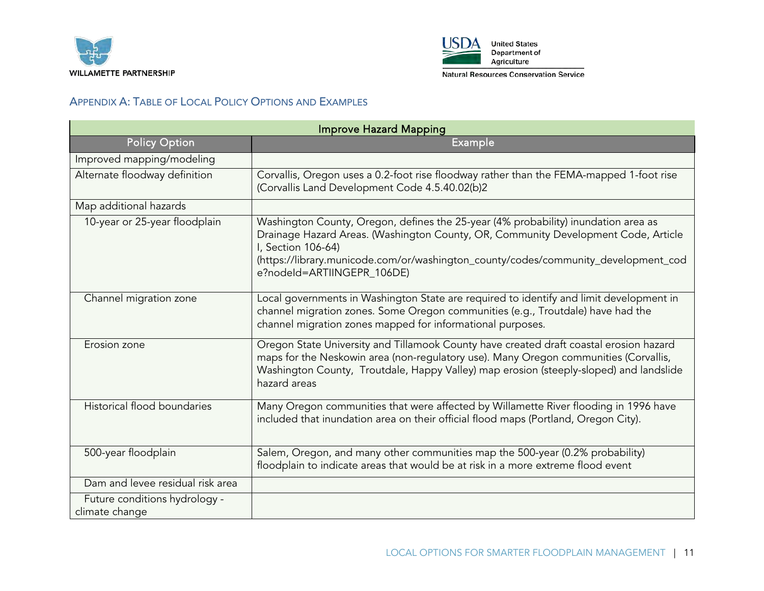## Appendix A: Table of Local Policy Options and Examples

| Improve Hazard Mapping | |
|---|---|
| **Policy Option** | **Example** |
| Improved mapping/modeling | |
| Alternate floodway definition | Corvallis, Oregon uses a 0.2-foot rise floodway rather than the FEMA-mapped 1-foot rise (Corvallis Land Development Code 4.5.40.02(b)2 |
| Map additional hazards | |
| 10-year or 25-year floodplain | Washington County, Oregon, defines the 25-year (4% probability) inundation area as Drainage Hazard Areas. (Washington County, OR, Community Development Code, Article I, Section 106-64) (https://library.municode.com/or/washington_county/codes/community_development_code?nodeId=ARTIINGEPR_106DE) |
| Channel migration zone | Local governments in Washington State are required to identify and limit development in channel migration zones. Some Oregon communities (e.g., Troutdale) have had the channel migration zones mapped for informational purposes. |
| Erosion zone | Oregon State University and Tillamook County have created draft coastal erosion hazard maps for the Neskowin area (non-regulatory use). Many Oregon communities (Corvallis, Washington County, Troutdale, Happy Valley) map erosion (steeply-sloped) and landslide hazard areas |
| Historical flood boundaries | Many Oregon communities that were affected by Willamette River flooding in 1996 have included that inundation area on their official flood maps (Portland, Oregon City). |
| 500-year floodplain | Salem, Oregon, and many other communities map the 500-year (0.2% probability) floodplain to indicate areas that would be at risk in a more extreme flood event |
| Dam and levee residual risk area | |
| Future conditions hydrology - climate change | |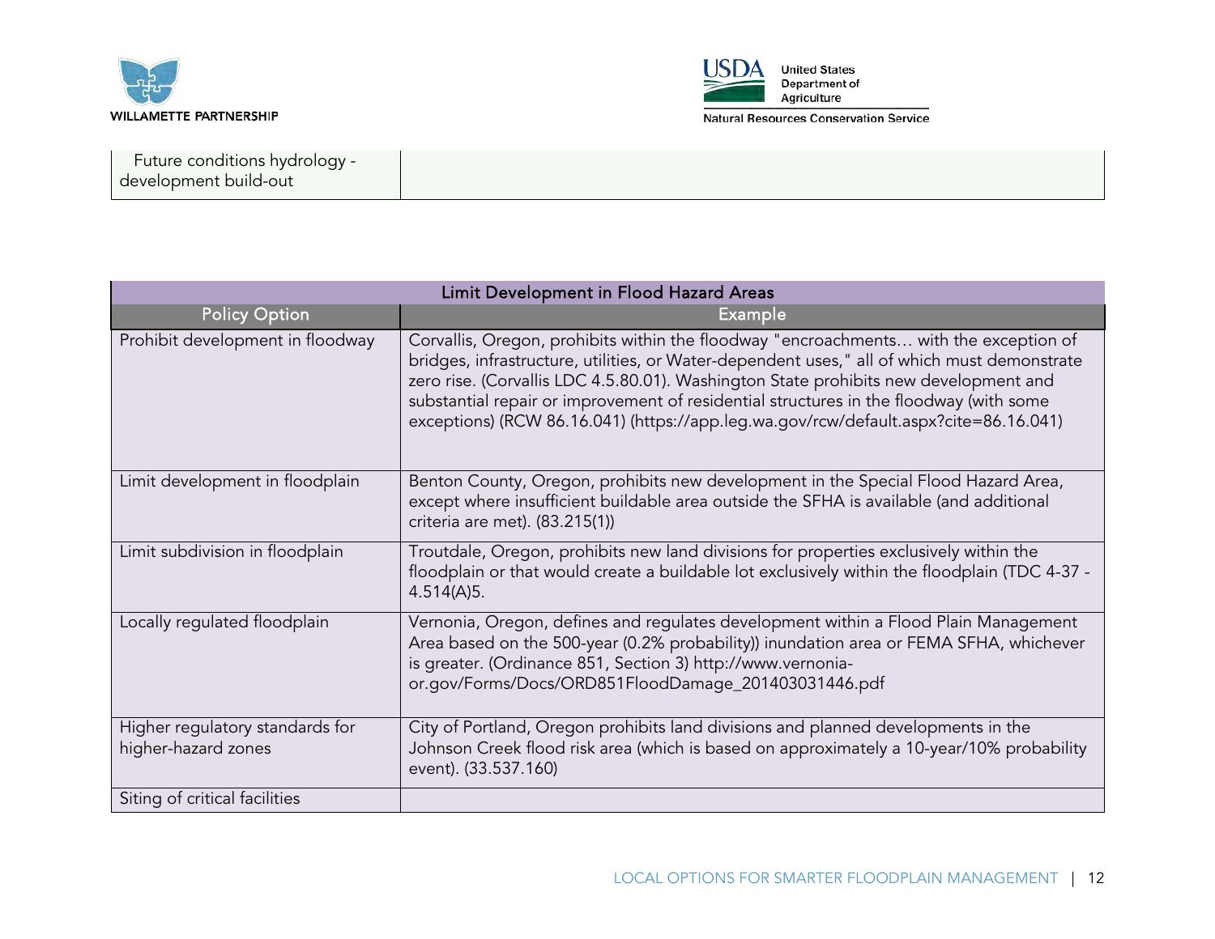| Future conditions hydrology - development build-out | |
|---|---|

| Limit Development in Flood Hazard Areas | |
|---|---|
| **Policy Option** | **Example** |
| Prohibit development in floodway | Corvallis, Oregon, prohibits within the floodway "encroachments… with the exception of bridges, infrastructure, utilities, or Water-dependent uses," all of which must demonstrate zero rise. (Corvallis LDC 4.5.80.01). Washington State prohibits new development and substantial repair or improvement of residential structures in the floodway (with some exceptions) (RCW 86.16.041) (https://app.leg.wa.gov/rcw/default.aspx?cite=86.16.041) |
| Limit development in floodplain | Benton County, Oregon, prohibits new development in the Special Flood Hazard Area, except where insufficient buildable area outside the SFHA is available (and additional criteria are met). (83.215(1)) |
| Limit subdivision in floodplain | Troutdale, Oregon, prohibits new land divisions for properties exclusively within the floodplain or that would create a buildable lot exclusively within the floodplain (TDC 4-37 - 4.514(A)5. |
| Locally regulated floodplain | Vernonia, Oregon, defines and regulates development within a Flood Plain Management Area based on the 500-year (0.2% probability)) inundation area or FEMA SFHA, whichever is greater. (Ordinance 851, Section 3) http://www.vernonia-or.gov/Forms/Docs/ORD851FloodDamage_201403031446.pdf |
| Higher regulatory standards for higher-hazard zones | City of Portland, Oregon prohibits land divisions and planned developments in the Johnson Creek flood risk area (which is based on approximately a 10-year/10% probability event). (33.537.160) |
| Siting of critical facilities | |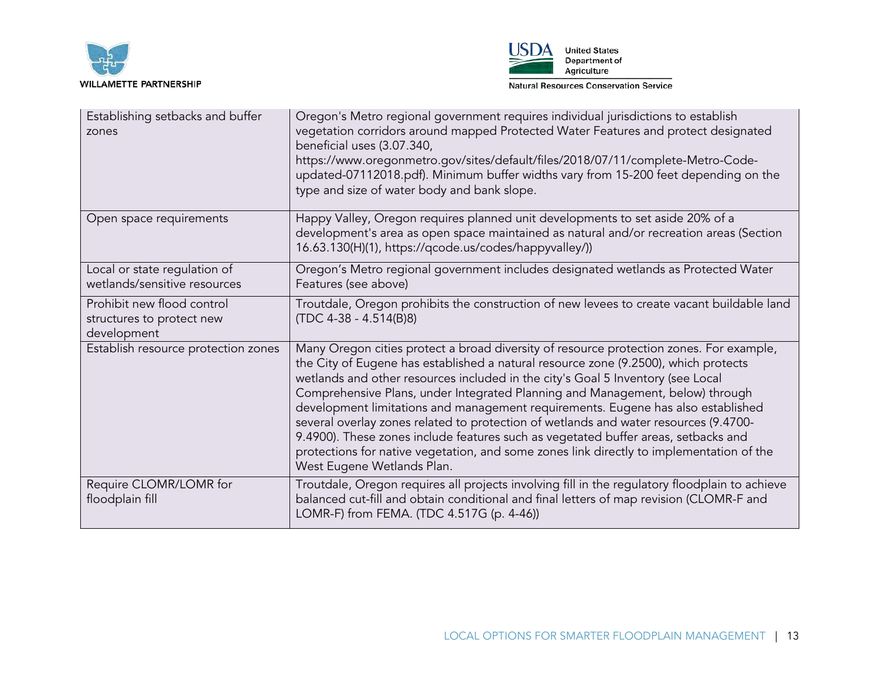| | |
|---|---|
| Establishing setbacks and buffer zones | Oregon's Metro regional government requires individual jurisdictions to establish vegetation corridors around mapped Protected Water Features and protect designated beneficial uses (3.07.340, https://www.oregonmetro.gov/sites/default/files/2018/07/11/complete-Metro-Code-updated-07112018.pdf). Minimum buffer widths vary from 15-200 feet depending on the type and size of water body and bank slope. |
| Open space requirements | Happy Valley, Oregon requires planned unit developments to set aside 20% of a development's area as open space maintained as natural and/or recreation areas (Section 16.63.130(H)(1), https://qcode.us/codes/happyvalley/)) |
| Local or state regulation of wetlands/sensitive resources | Oregon's Metro regional government includes designated wetlands as Protected Water Features (see above) |
| Prohibit new flood control structures to protect new development | Troutdale, Oregon prohibits the construction of new levees to create vacant buildable land (TDC 4-38 - 4.514(B)8) |
| Establish resource protection zones | Many Oregon cities protect a broad diversity of resource protection zones. For example, the City of Eugene has established a natural resource zone (9.2500), which protects wetlands and other resources included in the city's Goal 5 Inventory (see Local Comprehensive Plans, under Integrated Planning and Management, below) through development limitations and management requirements. Eugene has also established several overlay zones related to protection of wetlands and water resources (9.4700-9.4900). These zones include features such as vegetated buffer areas, setbacks and protections for native vegetation, and some zones link directly to implementation of the West Eugene Wetlands Plan. |
| Require CLOMR/LOMR for floodplain fill | Troutdale, Oregon requires all projects involving fill in the regulatory floodplain to achieve balanced cut-fill and obtain conditional and final letters of map revision (CLOMR-F and LOMR-F) from FEMA. (TDC 4.517G (p. 4-46)) |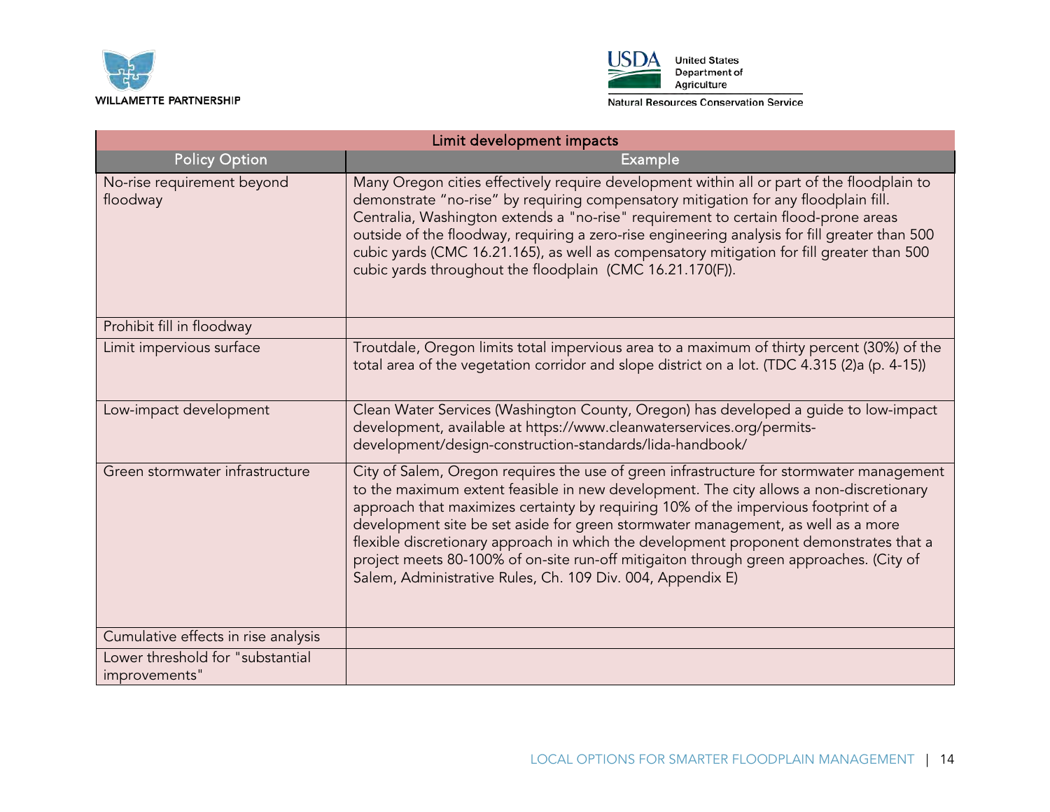| Limit development impacts | |
|---|---|
| Policy Option | Example |
| No-rise requirement beyond floodway | Many Oregon cities effectively require development within all or part of the floodplain to demonstrate "no-rise" by requiring compensatory mitigation for any floodplain fill. Centralia, Washington extends a "no-rise" requirement to certain flood-prone areas outside of the floodway, requiring a zero-rise engineering analysis for fill greater than 500 cubic yards (CMC 16.21.165), as well as compensatory mitigation for fill greater than 500 cubic yards throughout the floodplain (CMC 16.21.170(F)). |
| Prohibit fill in floodway | |
| Limit impervious surface | Troutdale, Oregon limits total impervious area to a maximum of thirty percent (30%) of the total area of the vegetation corridor and slope district on a lot. (TDC 4.315 (2)a (p. 4-15)) |
| Low-impact development | Clean Water Services (Washington County, Oregon) has developed a guide to low-impact development, available at https://www.cleanwaterservices.org/permits-development/design-construction-standards/lida-handbook/ |
| Green stormwater infrastructure | City of Salem, Oregon requires the use of green infrastructure for stormwater management to the maximum extent feasible in new development. The city allows a non-discretionary approach that maximizes certainty by requiring 10% of the impervious footprint of a development site be set aside for green stormwater management, as well as a more flexible discretionary approach in which the development proponent demonstrates that a project meets 80-100% of on-site run-off mitigaiton through green approaches. (City of Salem, Administrative Rules, Ch. 109 Div. 004, Appendix E) |
| Cumulative effects in rise analysis | |
| Lower threshold for "substantial improvements" | |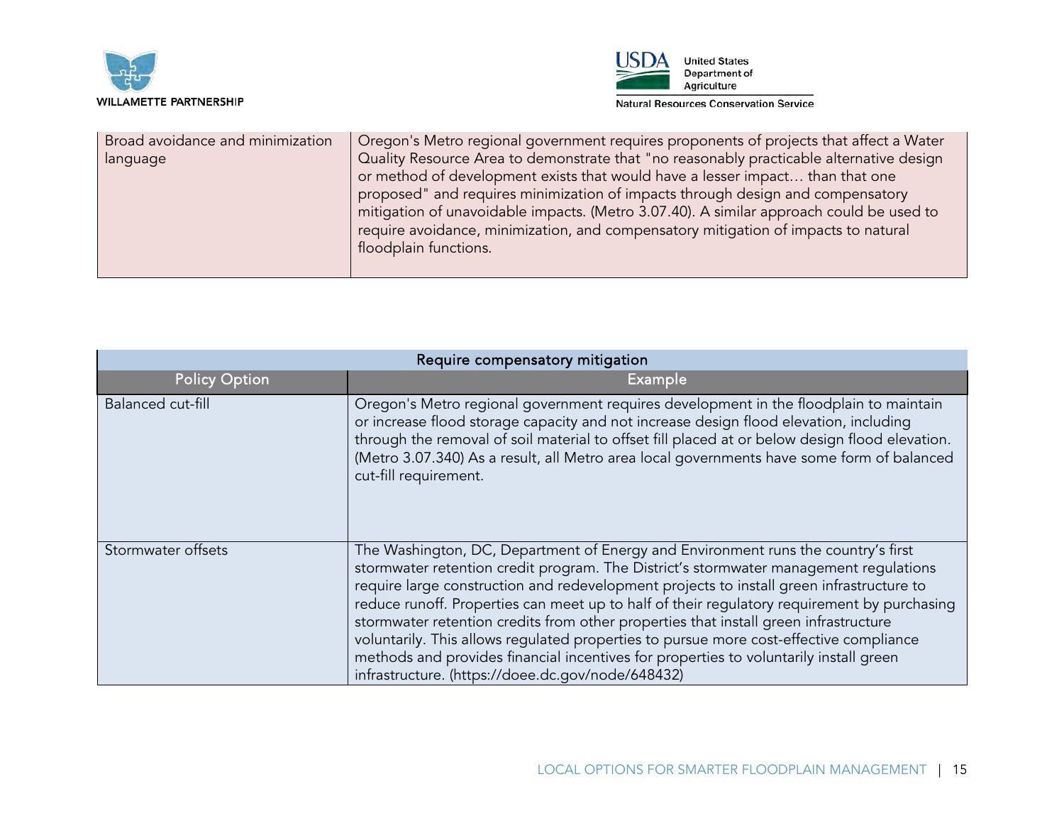| | |
|---|---|
| Broad avoidance and minimization language | Oregon's Metro regional government requires proponents of projects that affect a Water Quality Resource Area to demonstrate that "no reasonably practicable alternative design or method of development exists that would have a lesser impact… than that one proposed" and requires minimization of impacts through design and compensatory mitigation of unavoidable impacts. (Metro 3.07.40). A similar approach could be used to require avoidance, minimization, and compensatory mitigation of impacts to natural floodplain functions. |

| Require compensatory mitigation | |
|---|---|
| **Policy Option** | **Example** |
| Balanced cut-fill | Oregon's Metro regional government requires development in the floodplain to maintain or increase flood storage capacity and not increase design flood elevation, including through the removal of soil material to offset fill placed at or below design flood elevation. (Metro 3.07.340) As a result, all Metro area local governments have some form of balanced cut-fill requirement. |
| Stormwater offsets | The Washington, DC, Department of Energy and Environment runs the country's first stormwater retention credit program. The District's stormwater management regulations require large construction and redevelopment projects to install green infrastructure to reduce runoff. Properties can meet up to half of their regulatory requirement by purchasing stormwater retention credits from other properties that install green infrastructure voluntarily. This allows regulated properties to pursue more cost-effective compliance methods and provides financial incentives for properties to voluntarily install green infrastructure. (https://doee.dc.gov/node/648432) |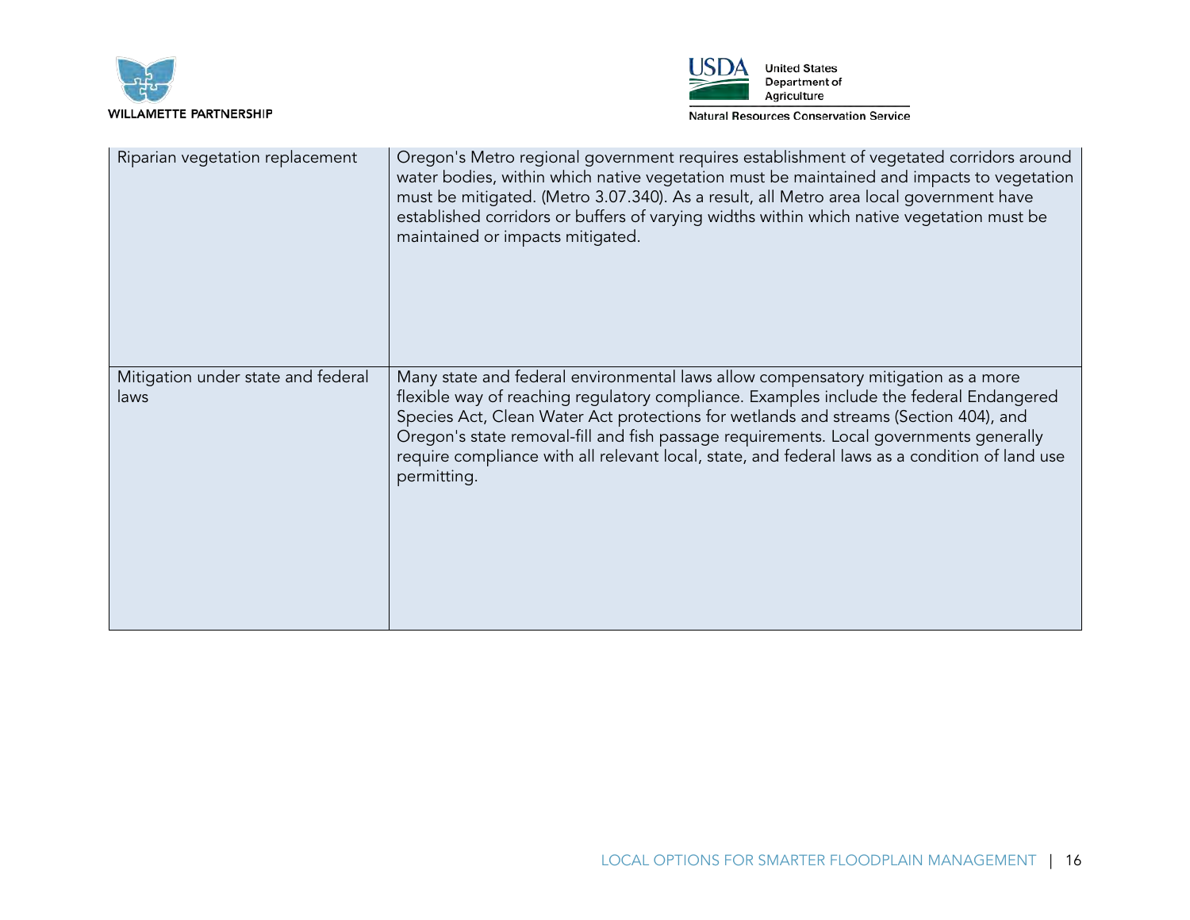| | |
|---|---|
| Riparian vegetation replacement | Oregon's Metro regional government requires establishment of vegetated corridors around water bodies, within which native vegetation must be maintained and impacts to vegetation must be mitigated. (Metro 3.07.340). As a result, all Metro area local government have established corridors or buffers of varying widths within which native vegetation must be maintained or impacts mitigated. |
| Mitigation under state and federal laws | Many state and federal environmental laws allow compensatory mitigation as a more flexible way of reaching regulatory compliance. Examples include the federal Endangered Species Act, Clean Water Act protections for wetlands and streams (Section 404), and Oregon's state removal-fill and fish passage requirements. Local governments generally require compliance with all relevant local, state, and federal laws as a condition of land use permitting. |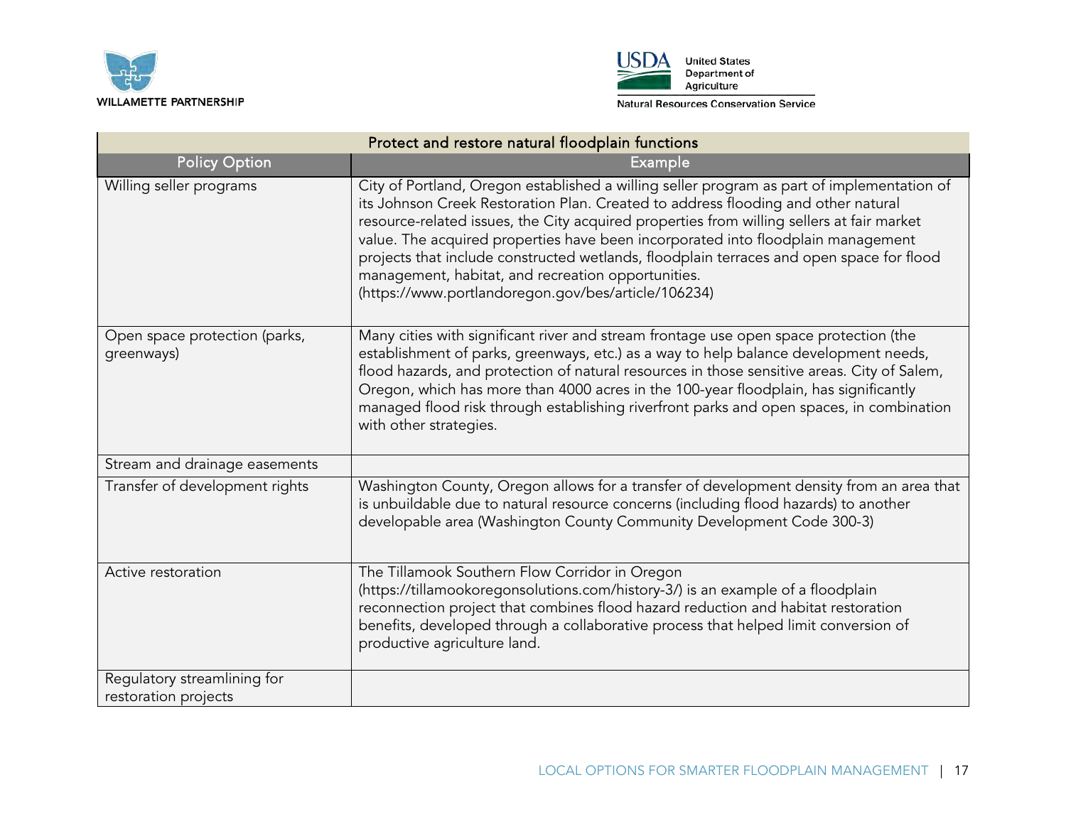| Protect and restore natural floodplain functions | |
|---|---|
| **Policy Option** | **Example** |
| Willing seller programs | City of Portland, Oregon established a willing seller program as part of implementation of its Johnson Creek Restoration Plan. Created to address flooding and other natural resource-related issues, the City acquired properties from willing sellers at fair market value. The acquired properties have been incorporated into floodplain management projects that include constructed wetlands, floodplain terraces and open space for flood management, habitat, and recreation opportunities. (https://www.portlandoregon.gov/bes/article/106234) |
| Open space protection (parks, greenways) | Many cities with significant river and stream frontage use open space protection (the establishment of parks, greenways, etc.) as a way to help balance development needs, flood hazards, and protection of natural resources in those sensitive areas. City of Salem, Oregon, which has more than 4000 acres in the 100-year floodplain, has significantly managed flood risk through establishing riverfront parks and open spaces, in combination with other strategies. |
| Stream and drainage easements | |
| Transfer of development rights | Washington County, Oregon allows for a transfer of development density from an area that is unbuildable due to natural resource concerns (including flood hazards) to another developable area (Washington County Community Development Code 300-3) |
| Active restoration | The Tillamook Southern Flow Corridor in Oregon (https://tillamookoregonsolutions.com/history-3/) is an example of a floodplain reconnection project that combines flood hazard reduction and habitat restoration benefits, developed through a collaborative process that helped limit conversion of productive agriculture land. |
| Regulatory streamlining for restoration projects | |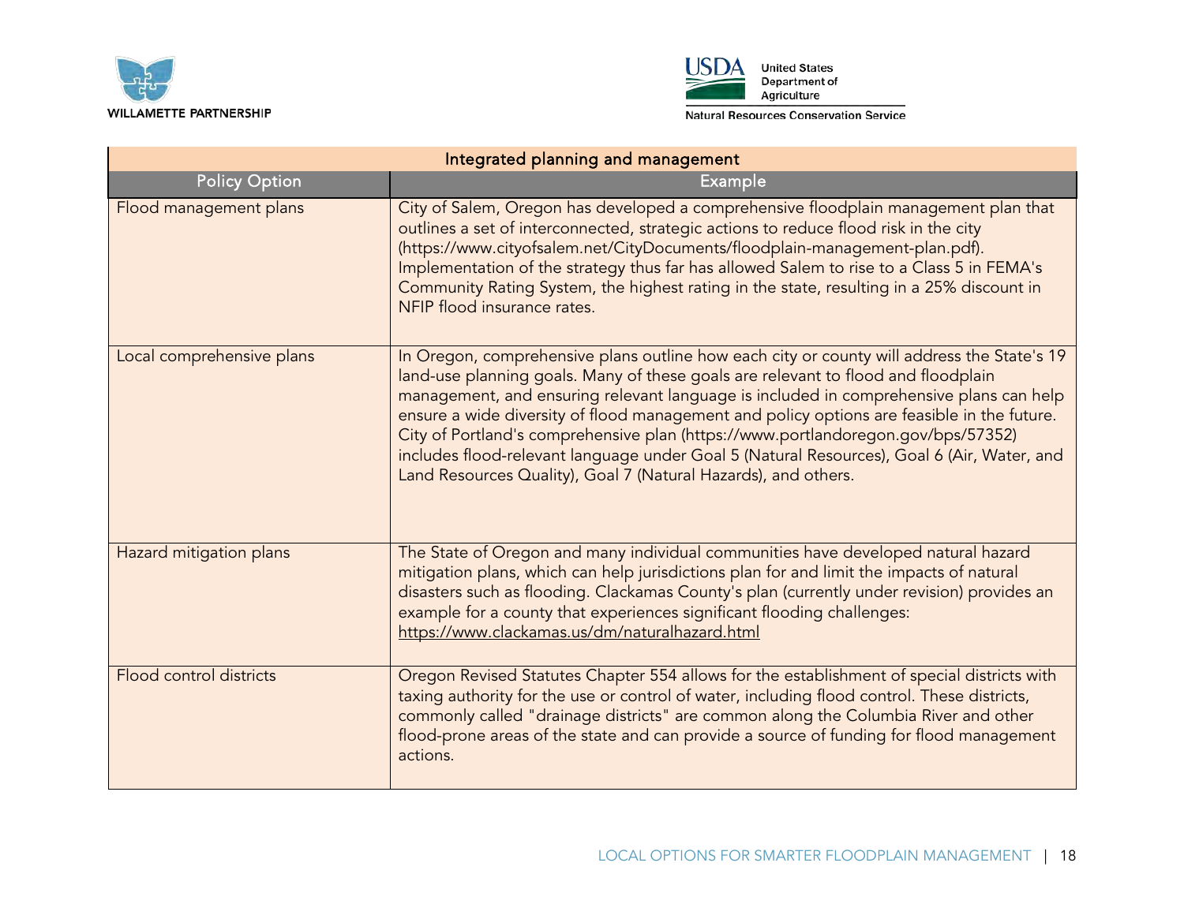| Integrated planning and management | |
|---|---|
| **Policy Option** | **Example** |
| Flood management plans | City of Salem, Oregon has developed a comprehensive floodplain management plan that outlines a set of interconnected, strategic actions to reduce flood risk in the city (https://www.cityofsalem.net/CityDocuments/floodplain-management-plan.pdf). Implementation of the strategy thus far has allowed Salem to rise to a Class 5 in FEMA's Community Rating System, the highest rating in the state, resulting in a 25% discount in NFIP flood insurance rates. |
| Local comprehensive plans | In Oregon, comprehensive plans outline how each city or county will address the State's 19 land-use planning goals. Many of these goals are relevant to flood and floodplain management, and ensuring relevant language is included in comprehensive plans can help ensure a wide diversity of flood management and policy options are feasible in the future. City of Portland's comprehensive plan (https://www.portlandoregon.gov/bps/57352) includes flood-relevant language under Goal 5 (Natural Resources), Goal 6 (Air, Water, and Land Resources Quality), Goal 7 (Natural Hazards), and others. |
| Hazard mitigation plans | The State of Oregon and many individual communities have developed natural hazard mitigation plans, which can help jurisdictions plan for and limit the impacts of natural disasters such as flooding. Clackamas County's plan (currently under revision) provides an example for a county that experiences significant flooding challenges: https://www.clackamas.us/dm/naturalhazard.html |
| Flood control districts | Oregon Revised Statutes Chapter 554 allows for the establishment of special districts with taxing authority for the use or control of water, including flood control. These districts, commonly called "drainage districts" are common along the Columbia River and other flood-prone areas of the state and can provide a source of funding for flood management actions. |